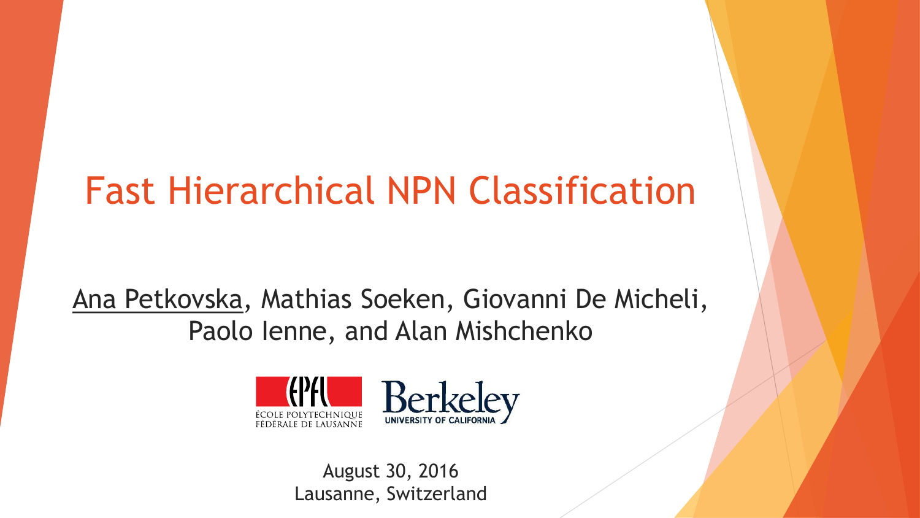# Fast Hierarchical NPN Classification

Ana Petkovska, Mathias Soeken, Giovanni De Micheli, Paolo Ienne, and Alan Mishchenko

ÉCOLE POLYTECHNIQUE FÉDÉRALE DE LAUSANNE

Berkeley UNIVERSITY OF CALIFORNIA

August 30, 2016
Lausanne, Switzerland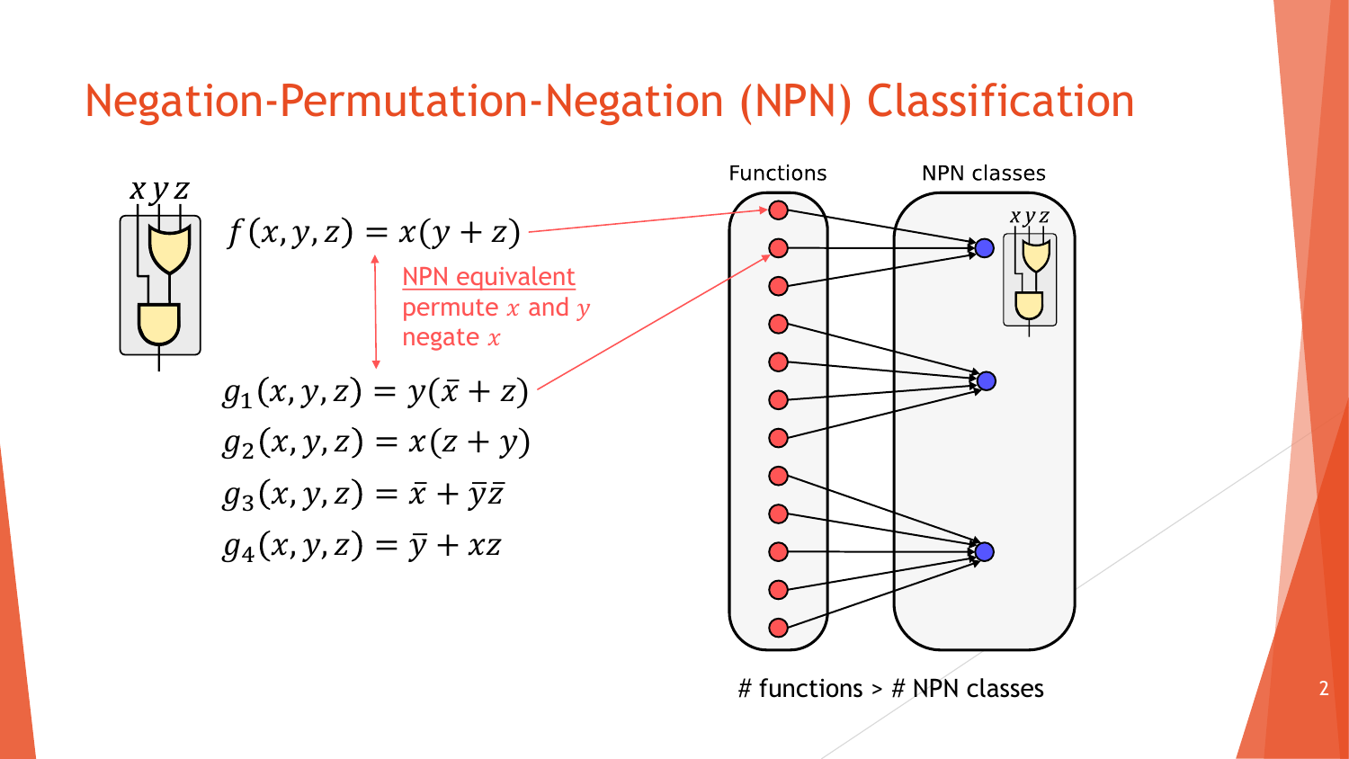# Negation-Permutation-Negation (NPN) Classification

$x\,y\,z$

$f(x,y,z) = x(y+z)$

NPN equivalent
permute $x$ and $y$
negate $x$

$g_1(x,y,z) = y(\bar{x}+z)$

$g_2(x,y,z) = x(z+y)$

$g_3(x,y,z) = \bar{x}+\bar{y}\bar{z}$

$g_4(x,y,z) = \bar{y}+xz$

Functions

NPN classes

$x\,y\,z$

# functions > # NPN classes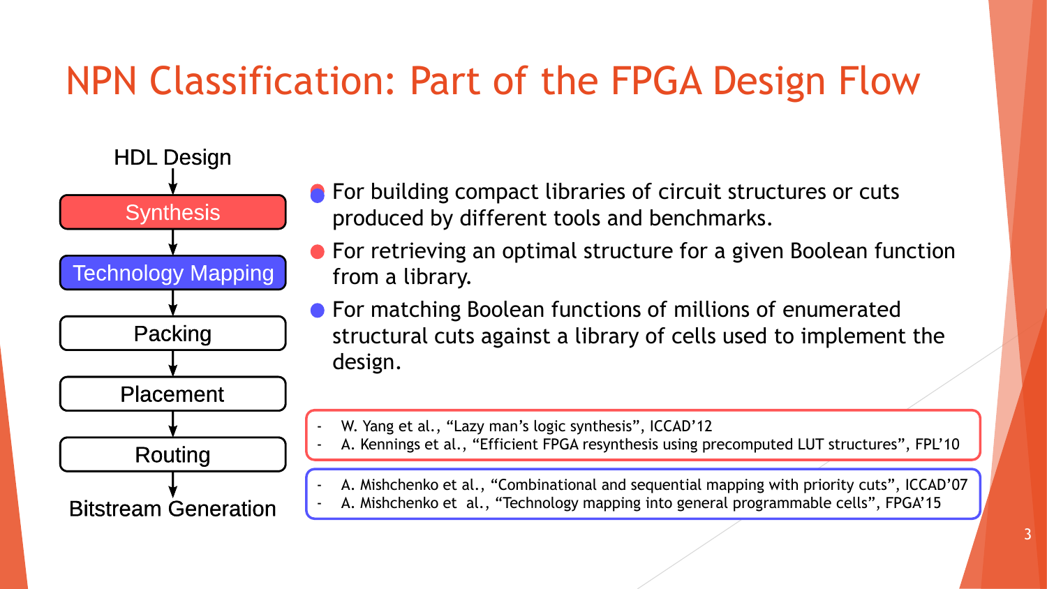# NPN Classification: Part of the FPGA Design Flow

HDL Design
↓
Synthesis
↓
Technology Mapping
↓
Packing
↓
Placement
↓
Routing
↓
Bitstream Generation

- For building compact libraries of circuit structures or cuts produced by different tools and benchmarks.
- For retrieving an optimal structure for a given Boolean function from a library.
- For matching Boolean functions of millions of enumerated structural cuts against a library of cells used to implement the design.

- W. Yang et al., "Lazy man's logic synthesis", ICCAD'12
- A. Kennings et al., "Efficient FPGA resynthesis using precomputed LUT structures", FPL'10

- A. Mishchenko et al., "Combinational and sequential mapping with priority cuts", ICCAD'07
- A. Mishchenko et al., "Technology mapping into general programmable cells", FPGA'15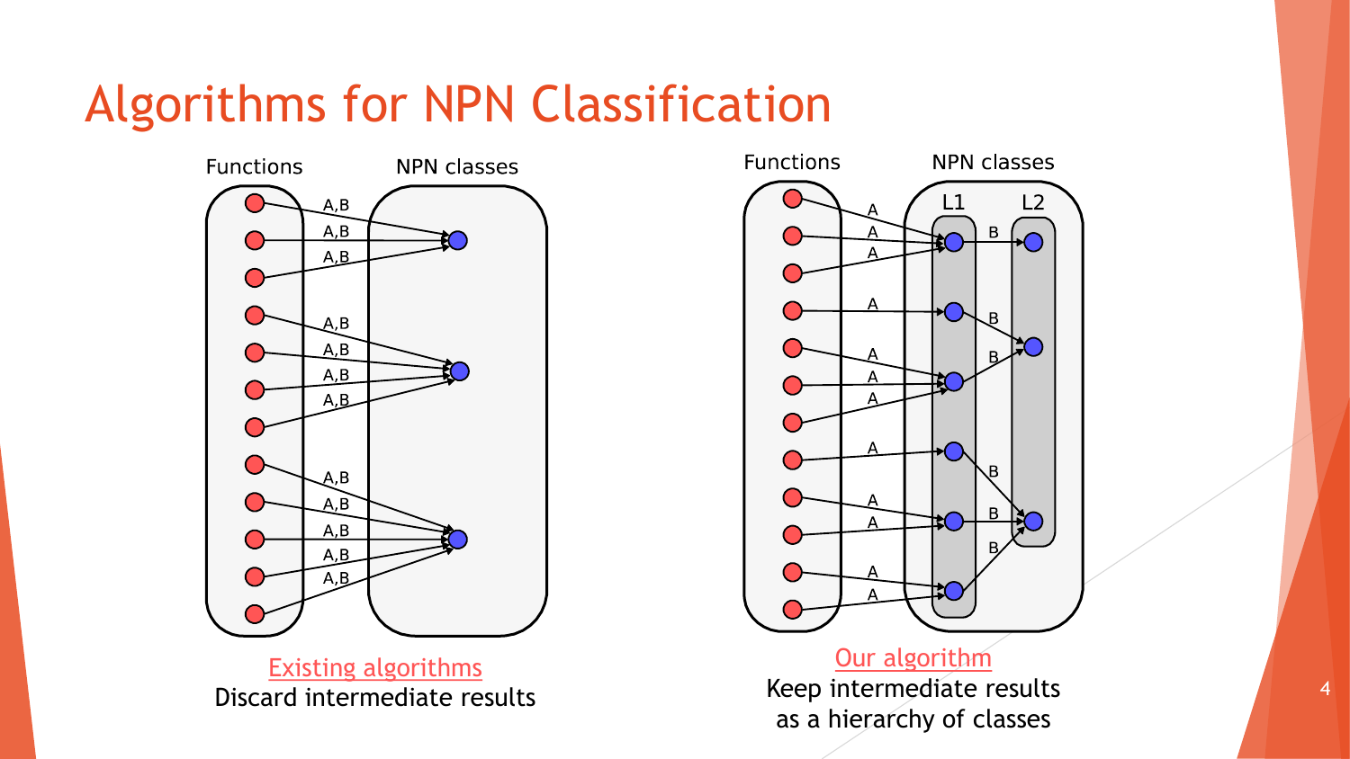# Algorithms for NPN Classification

Functions | NPN classes

Existing algorithms
Discard intermediate results

Functions | NPN classes (L1, L2)

Our algorithm
Keep intermediate results as a hierarchy of classes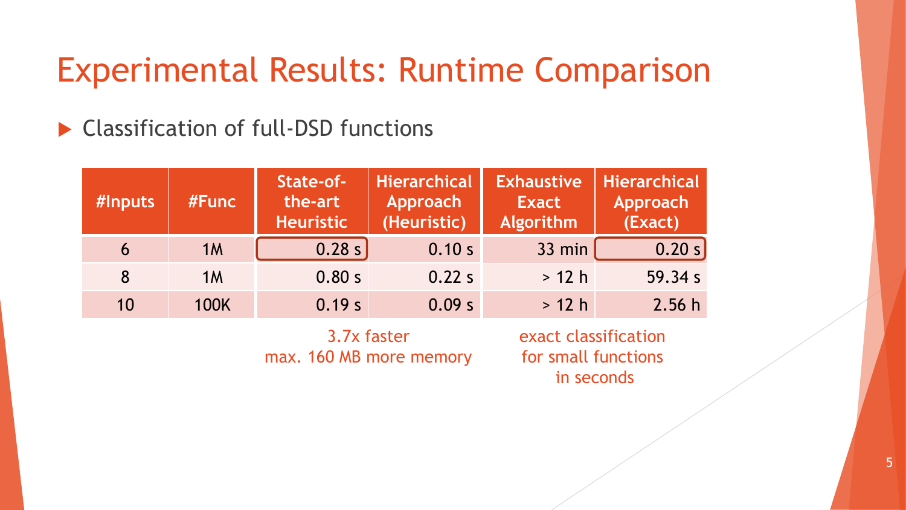# Experimental Results: Runtime Comparison

- Classification of full-DSD functions

| #Inputs | #Func | State-of-the-art Heuristic | Hierarchical Approach (Heuristic) | Exhaustive Exact Algorithm | Hierarchical Approach (Exact) |
|---|---|---|---|---|---|
| 6 | 1M | 0.28 s | 0.10 s | 33 min | 0.20 s |
| 8 | 1M | 0.80 s | 0.22 s | > 12 h | 59.34 s |
| 10 | 100K | 0.19 s | 0.09 s | > 12 h | 2.56 h |

3.7x faster
max. 160 MB more memory

exact classification
for small functions
in seconds